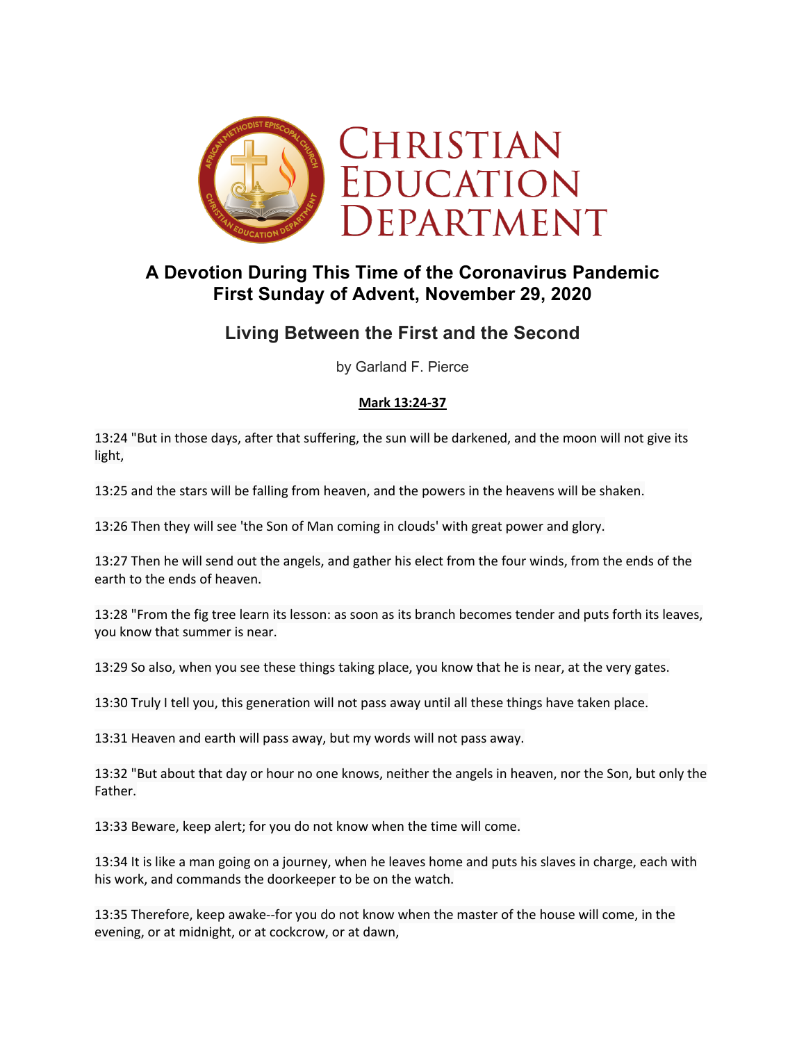# Christian Education Department

## A Devotion During This Time of the Coronavirus Pandemic
## First Sunday of Advent, November 29, 2020

## Living Between the First and the Second

by Garland F. Pierce

**Mark 13:24-37**

13:24 "But in those days, after that suffering, the sun will be darkened, and the moon will not give its light,

13:25 and the stars will be falling from heaven, and the powers in the heavens will be shaken.

13:26 Then they will see 'the Son of Man coming in clouds' with great power and glory.

13:27 Then he will send out the angels, and gather his elect from the four winds, from the ends of the earth to the ends of heaven.

13:28 "From the fig tree learn its lesson: as soon as its branch becomes tender and puts forth its leaves, you know that summer is near.

13:29 So also, when you see these things taking place, you know that he is near, at the very gates.

13:30 Truly I tell you, this generation will not pass away until all these things have taken place.

13:31 Heaven and earth will pass away, but my words will not pass away.

13:32 "But about that day or hour no one knows, neither the angels in heaven, nor the Son, but only the Father.

13:33 Beware, keep alert; for you do not know when the time will come.

13:34 It is like a man going on a journey, when he leaves home and puts his slaves in charge, each with his work, and commands the doorkeeper to be on the watch.

13:35 Therefore, keep awake--for you do not know when the master of the house will come, in the evening, or at midnight, or at cockcrow, or at dawn,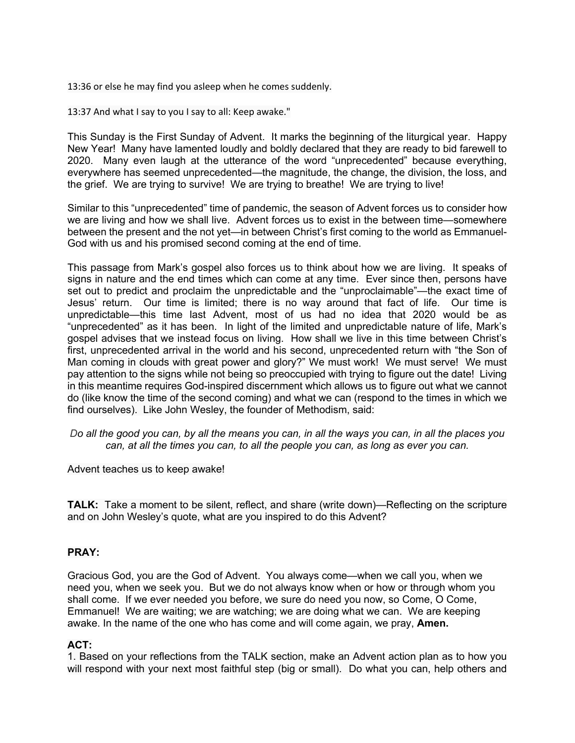13:36 or else he may find you asleep when he comes suddenly.

13:37 And what I say to you I say to all: Keep awake."

This Sunday is the First Sunday of Advent. It marks the beginning of the liturgical year. Happy New Year! Many have lamented loudly and boldly declared that they are ready to bid farewell to 2020. Many even laugh at the utterance of the word "unprecedented" because everything, everywhere has seemed unprecedented—the magnitude, the change, the division, the loss, and the grief. We are trying to survive! We are trying to breathe! We are trying to live!

Similar to this "unprecedented" time of pandemic, the season of Advent forces us to consider how we are living and how we shall live. Advent forces us to exist in the between time—somewhere between the present and the not yet—in between Christ's first coming to the world as Emmanuel-God with us and his promised second coming at the end of time.

This passage from Mark's gospel also forces us to think about how we are living. It speaks of signs in nature and the end times which can come at any time. Ever since then, persons have set out to predict and proclaim the unpredictable and the "unproclaimable"—the exact time of Jesus' return. Our time is limited; there is no way around that fact of life. Our time is unpredictable—this time last Advent, most of us had no idea that 2020 would be as "unprecedented" as it has been. In light of the limited and unpredictable nature of life, Mark's gospel advises that we instead focus on living. How shall we live in this time between Christ's first, unprecedented arrival in the world and his second, unprecedented return with "the Son of Man coming in clouds with great power and glory?" We must work! We must serve! We must pay attention to the signs while not being so preoccupied with trying to figure out the date! Living in this meantime requires God-inspired discernment which allows us to figure out what we cannot do (like know the time of the second coming) and what we can (respond to the times in which we find ourselves). Like John Wesley, the founder of Methodism, said:

*Do all the good you can, by all the means you can, in all the ways you can, in all the places you can, at all the times you can, to all the people you can, as long as ever you can.*

Advent teaches us to keep awake!

**TALK:** Take a moment to be silent, reflect, and share (write down)—Reflecting on the scripture and on John Wesley's quote, what are you inspired to do this Advent?

**PRAY:**

Gracious God, you are the God of Advent. You always come—when we call you, when we need you, when we seek you. But we do not always know when or how or through whom you shall come. If we ever needed you before, we sure do need you now, so Come, O Come, Emmanuel! We are waiting; we are watching; we are doing what we can. We are keeping awake. In the name of the one who has come and will come again, we pray, **Amen.**

**ACT:**

1. Based on your reflections from the TALK section, make an Advent action plan as to how you will respond with your next most faithful step (big or small). Do what you can, help others and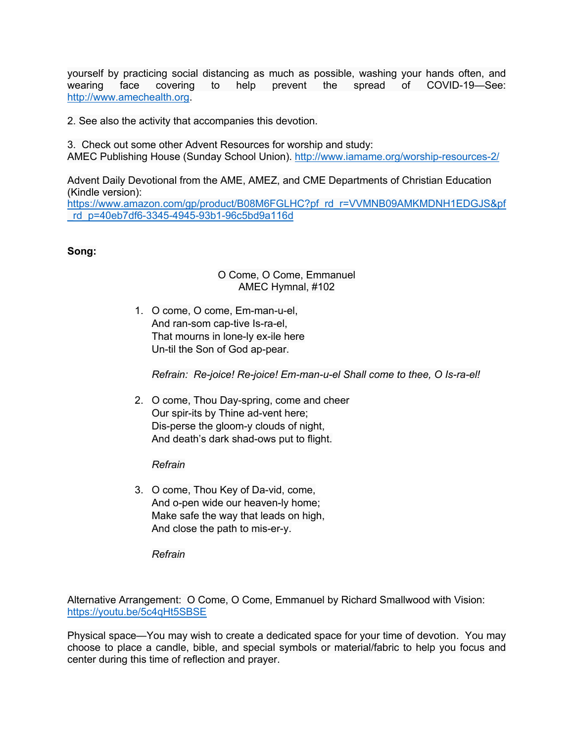yourself by practicing social distancing as much as possible, washing your hands often, and wearing face covering to help prevent the spread of COVID-19—See: http://www.amechealth.org.

2. See also the activity that accompanies this devotion.

3. Check out some other Advent Resources for worship and study:
AMEC Publishing House (Sunday School Union). http://www.iamame.org/worship-resources-2/

Advent Daily Devotional from the AME, AMEZ, and CME Departments of Christian Education (Kindle version):
https://www.amazon.com/gp/product/B08M6FGLHC?pf_rd_r=VVMNB09AMKMDNH1EDGJS&pf_rd_p=40eb7df6-3345-4945-93b1-96c5bd9a116d

**Song:**

O Come, O Come, Emmanuel
AMEC Hymnal, #102

1. O come, O come, Em-man-u-el,
   And ran-som cap-tive Is-ra-el,
   That mourns in lone-ly ex-ile here
   Un-til the Son of God ap-pear.

   *Refrain: Re-joice! Re-joice! Em-man-u-el Shall come to thee, O Is-ra-el!*

2. O come, Thou Day-spring, come and cheer
   Our spir-its by Thine ad-vent here;
   Dis-perse the gloom-y clouds of night,
   And death's dark shad-ows put to flight.

   *Refrain*

3. O come, Thou Key of Da-vid, come,
   And o-pen wide our heaven-ly home;
   Make safe the way that leads on high,
   And close the path to mis-er-y.

   *Refrain*

Alternative Arrangement: O Come, O Come, Emmanuel by Richard Smallwood with Vision: https://youtu.be/5c4qHt5SBSE

Physical space—You may wish to create a dedicated space for your time of devotion. You may choose to place a candle, bible, and special symbols or material/fabric to help you focus and center during this time of reflection and prayer.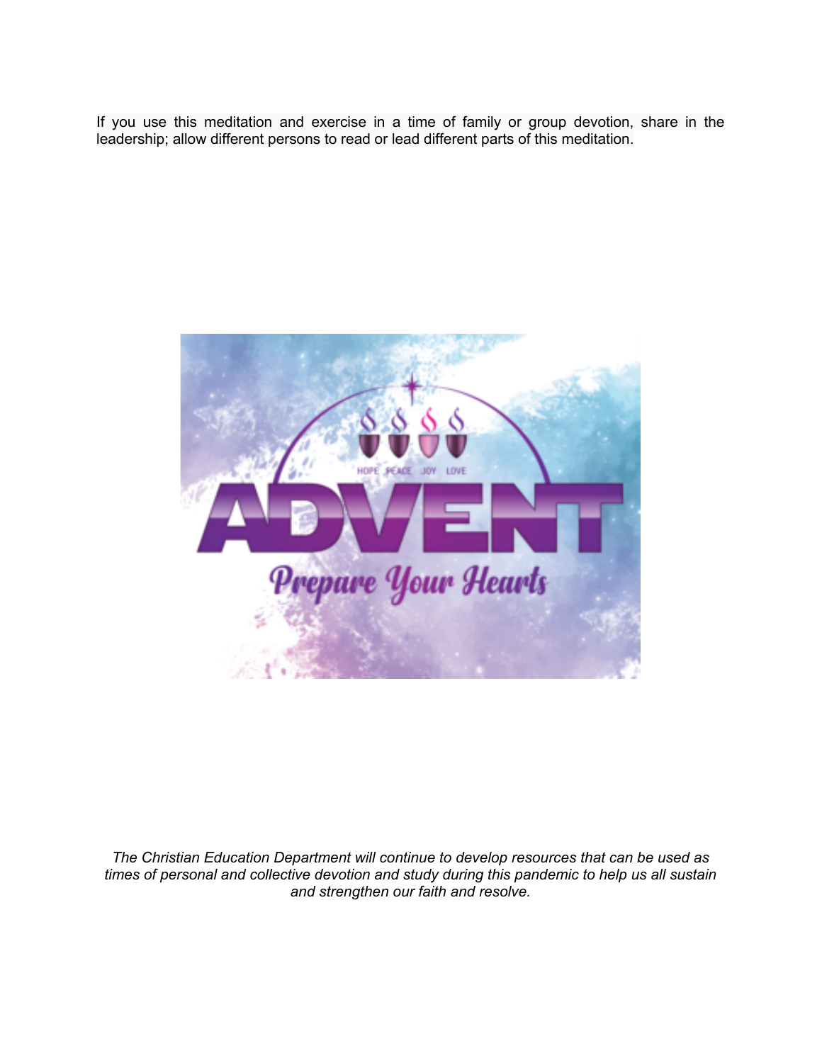If you use this meditation and exercise in a time of family or group devotion, share in the leadership; allow different persons to read or lead different parts of this meditation.

*The Christian Education Department will continue to develop resources that can be used as times of personal and collective devotion and study during this pandemic to help us all sustain and strengthen our faith and resolve.*